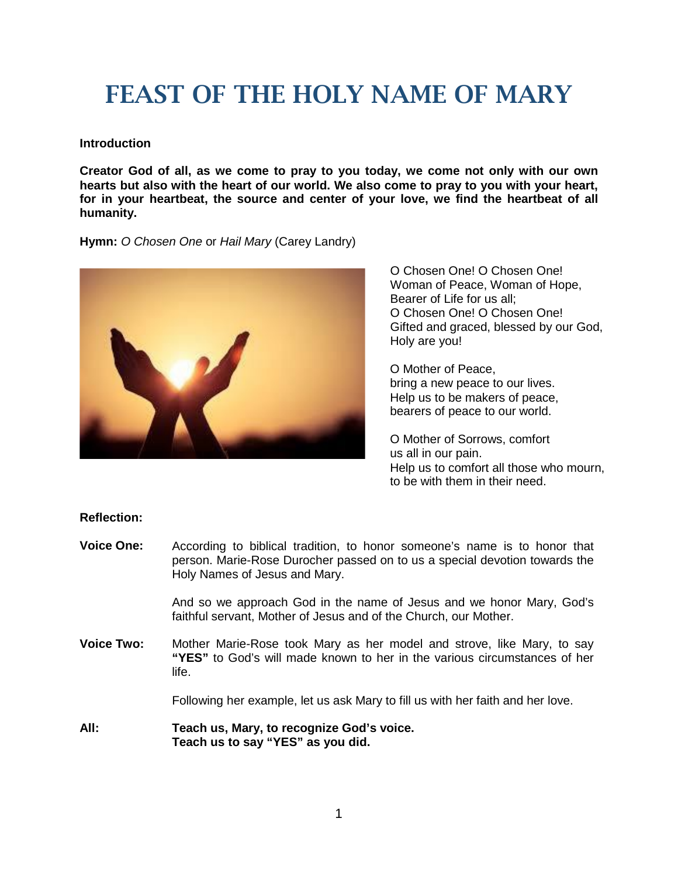# FEAST OF THE HOLY NAME OF MARY

**Introduction**

**Creator God of all, as we come to pray to you today, we come not only with our own hearts but also with the heart of our world. We also come to pray to you with your heart, for in your heartbeat, the source and center of your love, we find the heartbeat of all humanity.**

**Hymn:** *O Chosen One* or *Hail Mary* (Carey Landry)

O Chosen One! O Chosen One!
Woman of Peace, Woman of Hope,
Bearer of Life for us all;
O Chosen One! O Chosen One!
Gifted and graced, blessed by our God,
Holy are you!

O Mother of Peace,
bring a new peace to our lives.
Help us to be makers of peace,
bearers of peace to our world.

O Mother of Sorrows, comfort
us all in our pain.
Help us to comfort all those who mourn,
to be with them in their need.

**Reflection:**

**Voice One:** According to biblical tradition, to honor someone's name is to honor that person. Marie-Rose Durocher passed on to us a special devotion towards the Holy Names of Jesus and Mary.

And so we approach God in the name of Jesus and we honor Mary, God's faithful servant, Mother of Jesus and of the Church, our Mother.

**Voice Two:** Mother Marie-Rose took Mary as her model and strove, like Mary, to say **"YES"** to God's will made known to her in the various circumstances of her life.

Following her example, let us ask Mary to fill us with her faith and her love.

**All:** **Teach us, Mary, to recognize God's voice.**
**Teach us to say "YES" as you did.**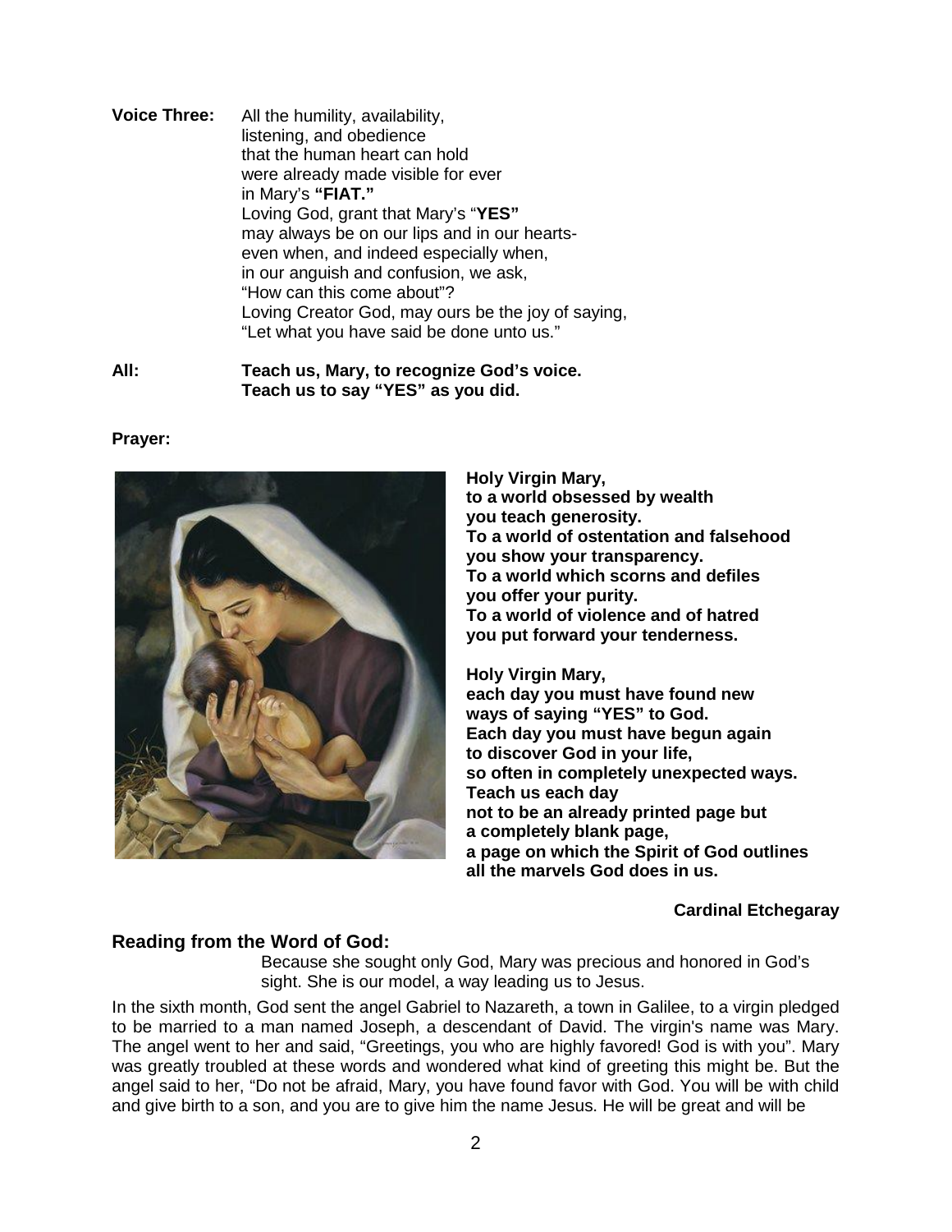**Voice Three:** All the humility, availability,
listening, and obedience
that the human heart can hold
were already made visible for ever
in Mary's **"FIAT."**
Loving God, grant that Mary's "**YES"**
may always be on our lips and in our hearts-
even when, and indeed especially when,
in our anguish and confusion, we ask,
"How can this come about"?
Loving Creator God, may ours be the joy of saying,
"Let what you have said be done unto us."

**All:** **Teach us, Mary, to recognize God's voice.**
**Teach us to say "YES" as you did.**

**Prayer:**

**Holy Virgin Mary,**
**to a world obsessed by wealth**
**you teach generosity.**
**To a world of ostentation and falsehood**
**you show your transparency.**
**To a world which scorns and defiles**
**you offer your purity.**
**To a world of violence and of hatred**
**you put forward your tenderness.**

**Holy Virgin Mary,**
**each day you must have found new**
**ways of saying "YES" to God.**
**Each day you must have begun again**
**to discover God in your life,**
**so often in completely unexpected ways.**
**Teach us each day**
**not to be an already printed page but**
**a completely blank page,**
**a page on which the Spirit of God outlines**
**all the marvels God does in us.**

**Cardinal Etchegaray**

## Reading from the Word of God:

Because she sought only God, Mary was precious and honored in God's sight. She is our model, a way leading us to Jesus.

In the sixth month, God sent the angel Gabriel to Nazareth, a town in Galilee, to a virgin pledged to be married to a man named Joseph, a descendant of David. The virgin's name was Mary. The angel went to her and said, "Greetings, you who are highly favored! God is with you". Mary was greatly troubled at these words and wondered what kind of greeting this might be. But the angel said to her, "Do not be afraid, Mary, you have found favor with God. You will be with child and give birth to a son, and you are to give him the name Jesus. He will be great and will be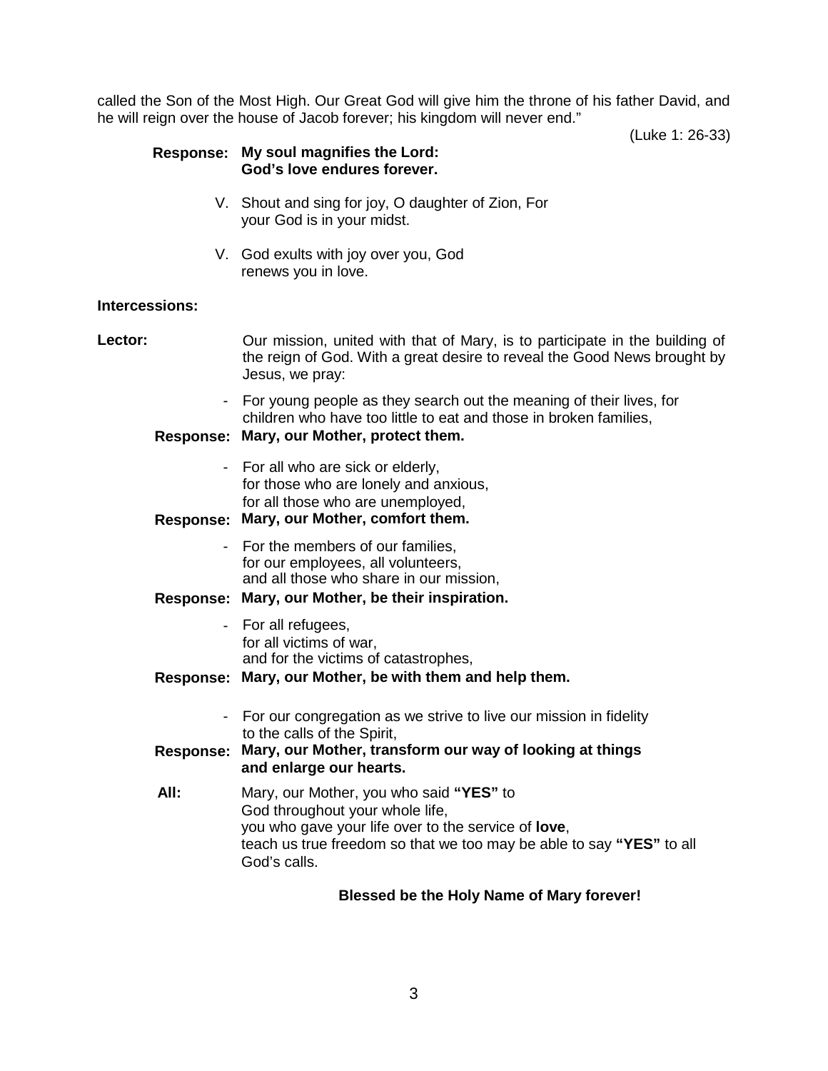called the Son of the Most High. Our Great God will give him the throne of his father David, and he will reign over the house of Jacob forever; his kingdom will never end."

(Luke 1: 26-33)

**Response:** **My soul magnifies the Lord: God's love endures forever.**

V. Shout and sing for joy, O daughter of Zion, For your God is in your midst.

V. God exults with joy over you, God renews you in love.

**Intercessions:**

**Lector:** Our mission, united with that of Mary, is to participate in the building of the reign of God. With a great desire to reveal the Good News brought by Jesus, we pray:

- For young people as they search out the meaning of their lives, for children who have too little to eat and those in broken families,

**Response:** **Mary, our Mother, protect them.**

- For all who are sick or elderly,
  for those who are lonely and anxious,
  for all those who are unemployed,

**Response:** **Mary, our Mother, comfort them.**

- For the members of our families,
  for our employees, all volunteers,
  and all those who share in our mission,

**Response:** **Mary, our Mother, be their inspiration.**

- For all refugees,
  for all victims of war,
  and for the victims of catastrophes,

**Response:** **Mary, our Mother, be with them and help them.**

- For our congregation as we strive to live our mission in fidelity to the calls of the Spirit,

**Response:** **Mary, our Mother, transform our way of looking at things and enlarge our hearts.**

**All:** Mary, our Mother, you who said **"YES"** to God throughout your whole life,
you who gave your life over to the service of **love**,
teach us true freedom so that we too may be able to say **"YES"** to all God's calls.

**Blessed be the Holy Name of Mary forever!**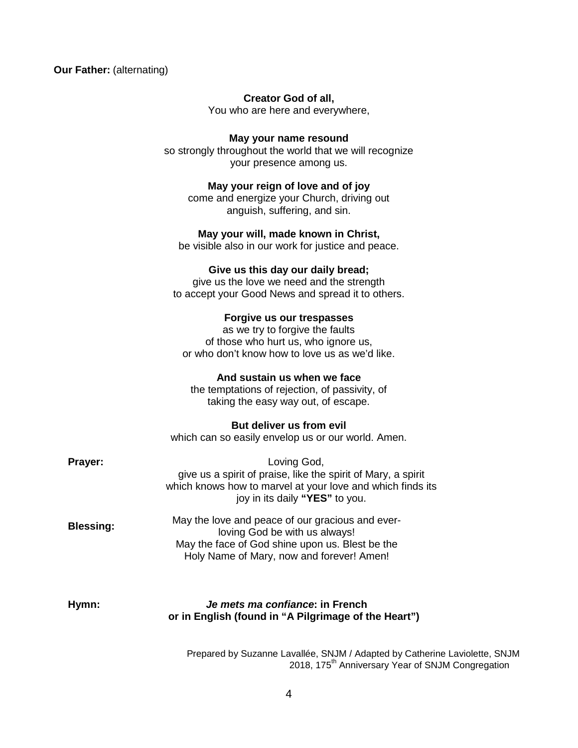**Our Father:** (alternating)

**Creator God of all,**
You who are here and everywhere,

**May your name resound**
so strongly throughout the world that we will recognize
your presence among us.

**May your reign of love and of joy**
come and energize your Church, driving out
anguish, suffering, and sin.

**May your will, made known in Christ,**
be visible also in our work for justice and peace.

**Give us this day our daily bread;**
give us the love we need and the strength
to accept your Good News and spread it to others.

**Forgive us our trespasses**
as we try to forgive the faults
of those who hurt us, who ignore us,
or who don't know how to love us as we'd like.

**And sustain us when we face**
the temptations of rejection, of passivity, of
taking the easy way out, of escape.

**But deliver us from evil**
which can so easily envelop us or our world. Amen.

**Prayer:** Loving God,
give us a spirit of praise, like the spirit of Mary, a spirit
which knows how to marvel at your love and which finds its
joy in its daily **"YES"** to you.

**Blessing:** May the love and peace of our gracious and ever-loving God be with us always!
May the face of God shine upon us. Blest be the
Holy Name of Mary, now and forever! Amen!

**Hymn:** ***Je mets ma confiance*: in French**
**or in English (found in "A Pilgrimage of the Heart")**

Prepared by Suzanne Lavallée, SNJM / Adapted by Catherine Laviolette, SNJM
2018, 175th Anniversary Year of SNJM Congregation